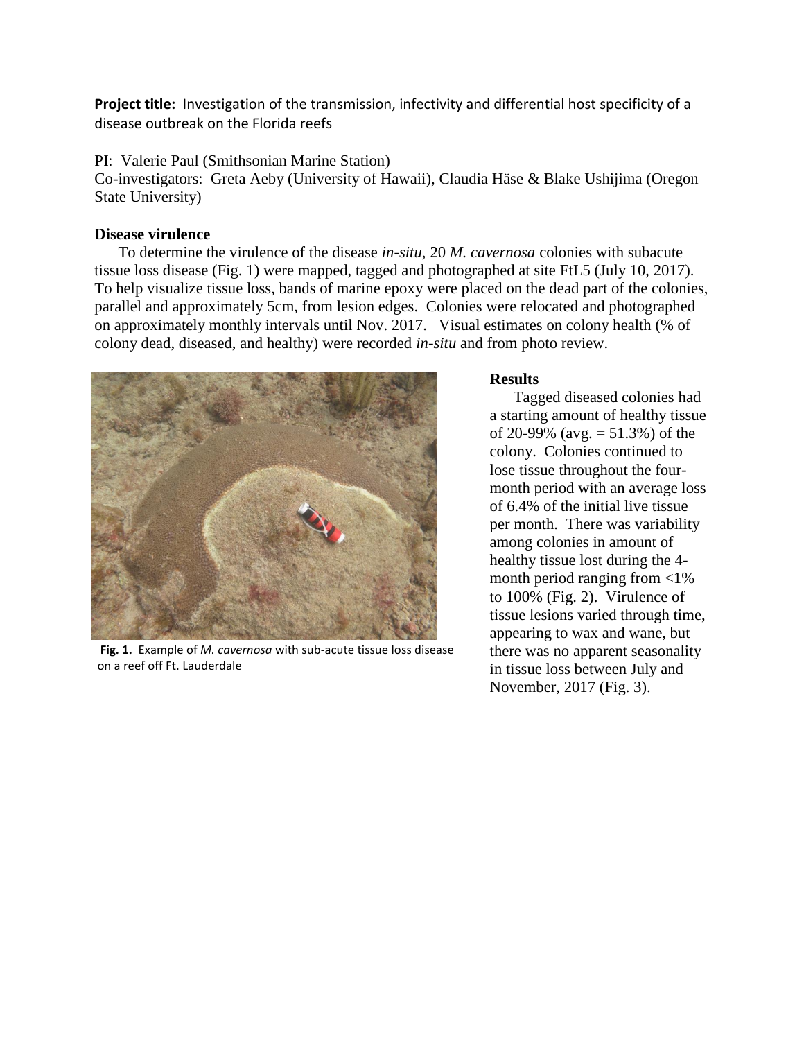**Project title:** Investigation of the transmission, infectivity and differential host specificity of a disease outbreak on the Florida reefs

PI: Valerie Paul (Smithsonian Marine Station)
Co-investigators: Greta Aeby (University of Hawaii), Claudia Häse & Blake Ushijima (Oregon State University)

**Disease virulence**

To determine the virulence of the disease *in-situ*, 20 *M. cavernosa* colonies with subacute tissue loss disease (Fig. 1) were mapped, tagged and photographed at site FtL5 (July 10, 2017). To help visualize tissue loss, bands of marine epoxy were placed on the dead part of the colonies, parallel and approximately 5cm, from lesion edges. Colonies were relocated and photographed on approximately monthly intervals until Nov. 2017. Visual estimates on colony health (% of colony dead, diseased, and healthy) were recorded *in-situ* and from photo review.

**Fig. 1.** Example of *M. cavernosa* with sub-acute tissue loss disease on a reef off Ft. Lauderdale

**Results**

Tagged diseased colonies had a starting amount of healthy tissue of 20-99% (avg. = 51.3%) of the colony. Colonies continued to lose tissue throughout the four-month period with an average loss of 6.4% of the initial live tissue per month. There was variability among colonies in amount of healthy tissue lost during the 4-month period ranging from <1% to 100% (Fig. 2). Virulence of tissue lesions varied through time, appearing to wax and wane, but there was no apparent seasonality in tissue loss between July and November, 2017 (Fig. 3).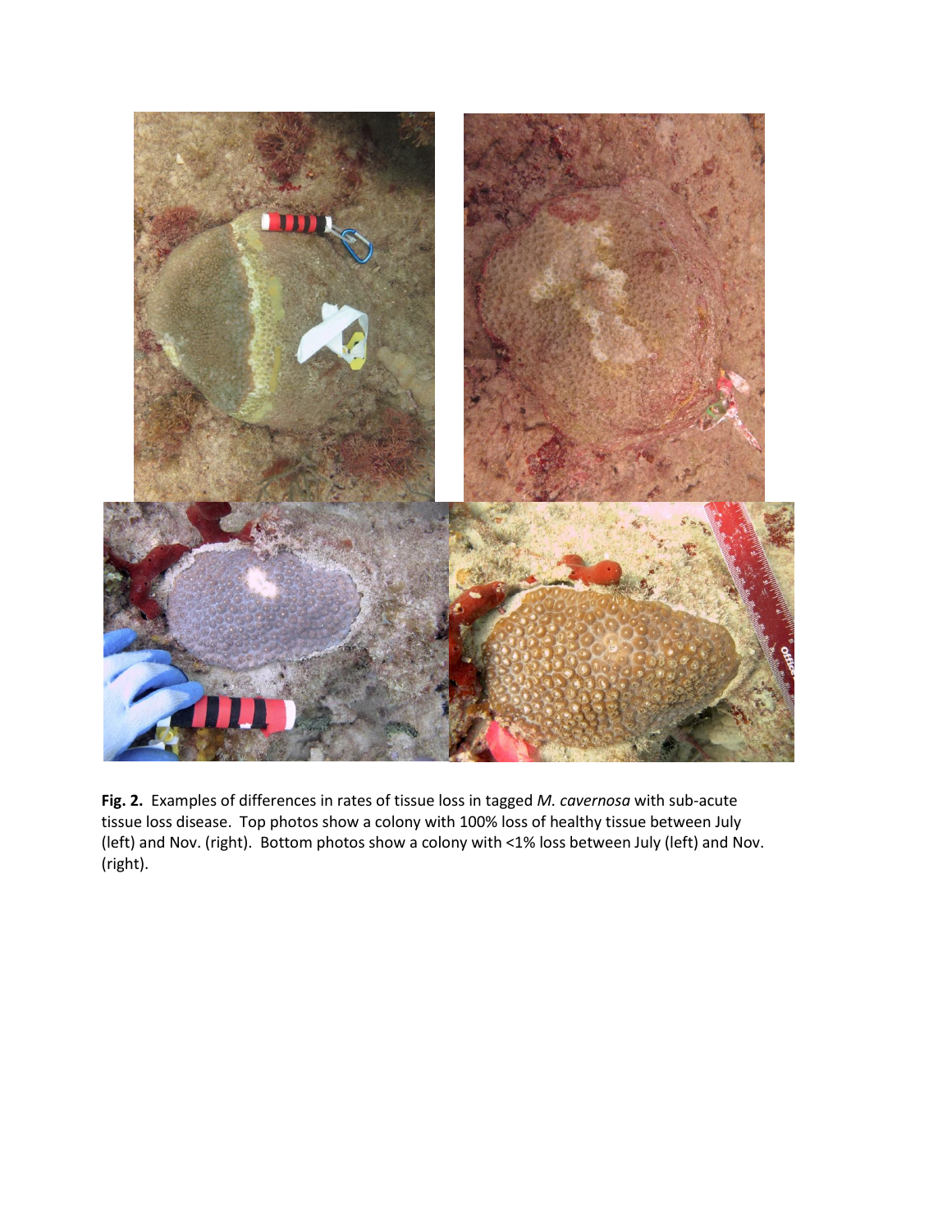**Fig. 2.** Examples of differences in rates of tissue loss in tagged *M. cavernosa* with sub-acute tissue loss disease. Top photos show a colony with 100% loss of healthy tissue between July (left) and Nov. (right). Bottom photos show a colony with <1% loss between July (left) and Nov. (right).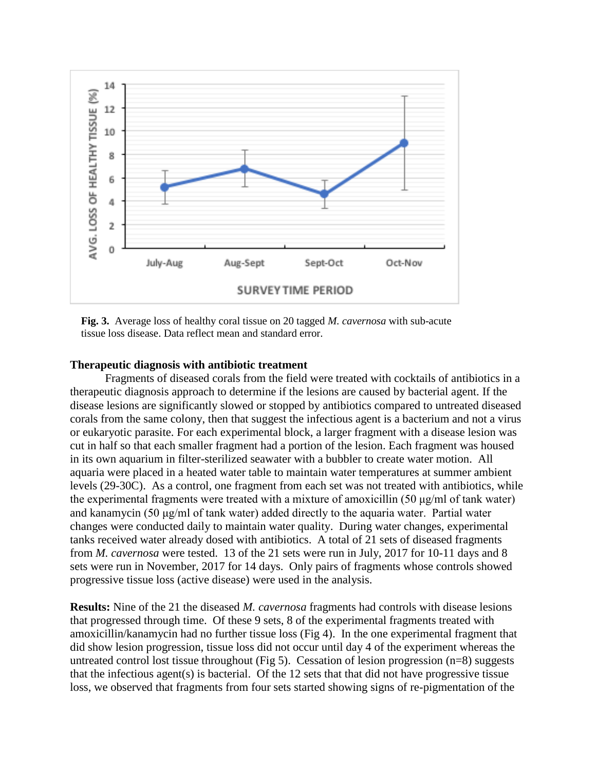**Fig. 3.** Average loss of healthy coral tissue on 20 tagged *M. cavernosa* with sub-acute tissue loss disease. Data reflect mean and standard error.

**Therapeutic diagnosis with antibiotic treatment**

Fragments of diseased corals from the field were treated with cocktails of antibiotics in a therapeutic diagnosis approach to determine if the lesions are caused by bacterial agent. If the disease lesions are significantly slowed or stopped by antibiotics compared to untreated diseased corals from the same colony, then that suggest the infectious agent is a bacterium and not a virus or eukaryotic parasite. For each experimental block, a larger fragment with a disease lesion was cut in half so that each smaller fragment had a portion of the lesion. Each fragment was housed in its own aquarium in filter-sterilized seawater with a bubbler to create water motion. All aquaria were placed in a heated water table to maintain water temperatures at summer ambient levels (29-30C). As a control, one fragment from each set was not treated with antibiotics, while the experimental fragments were treated with a mixture of amoxicillin (50 µg/ml of tank water) and kanamycin (50 µg/ml of tank water) added directly to the aquaria water. Partial water changes were conducted daily to maintain water quality. During water changes, experimental tanks received water already dosed with antibiotics. A total of 21 sets of diseased fragments from *M. cavernosa* were tested. 13 of the 21 sets were run in July, 2017 for 10-11 days and 8 sets were run in November, 2017 for 14 days. Only pairs of fragments whose controls showed progressive tissue loss (active disease) were used in the analysis.

**Results:** Nine of the 21 the diseased *M. cavernosa* fragments had controls with disease lesions that progressed through time. Of these 9 sets, 8 of the experimental fragments treated with amoxicillin/kanamycin had no further tissue loss (Fig 4). In the one experimental fragment that did show lesion progression, tissue loss did not occur until day 4 of the experiment whereas the untreated control lost tissue throughout (Fig 5). Cessation of lesion progression (n=8) suggests that the infectious agent(s) is bacterial. Of the 12 sets that that did not have progressive tissue loss, we observed that fragments from four sets started showing signs of re-pigmentation of the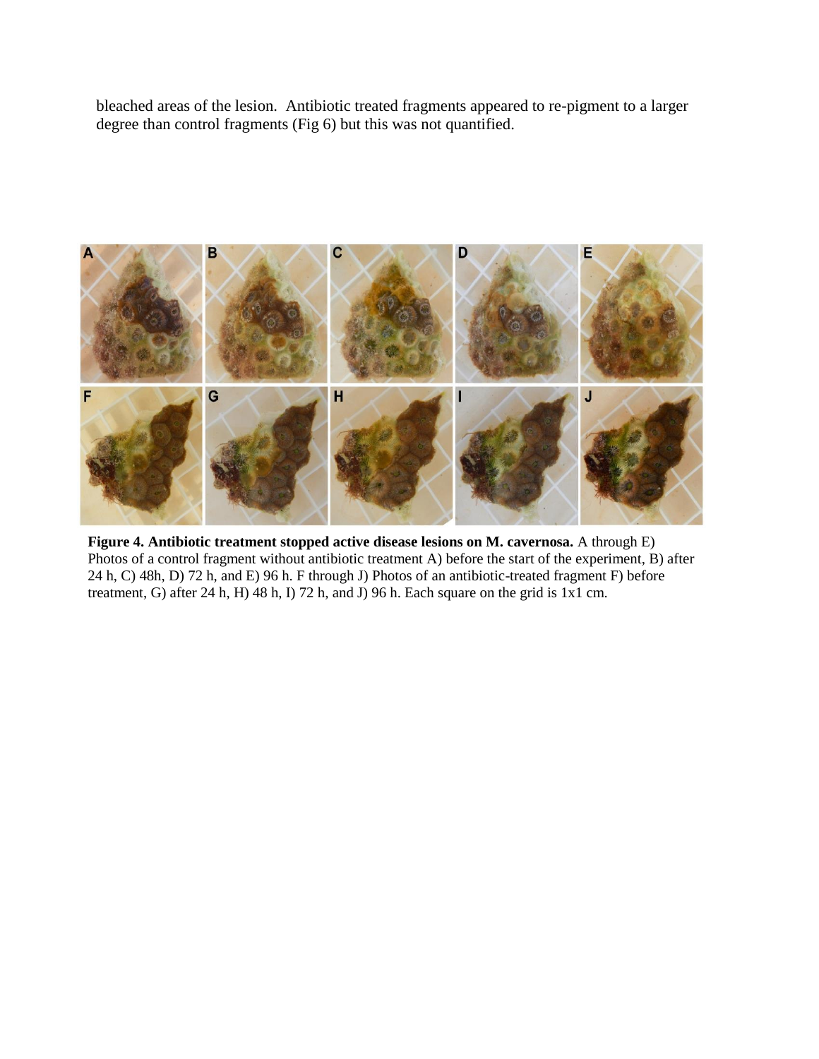bleached areas of the lesion. Antibiotic treated fragments appeared to re-pigment to a larger degree than control fragments (Fig 6) but this was not quantified.

**Figure 4. Antibiotic treatment stopped active disease lesions on M. cavernosa.** A through E) Photos of a control fragment without antibiotic treatment A) before the start of the experiment, B) after 24 h, C) 48h, D) 72 h, and E) 96 h. F through J) Photos of an antibiotic-treated fragment F) before treatment, G) after 24 h, H) 48 h, I) 72 h, and J) 96 h. Each square on the grid is 1x1 cm.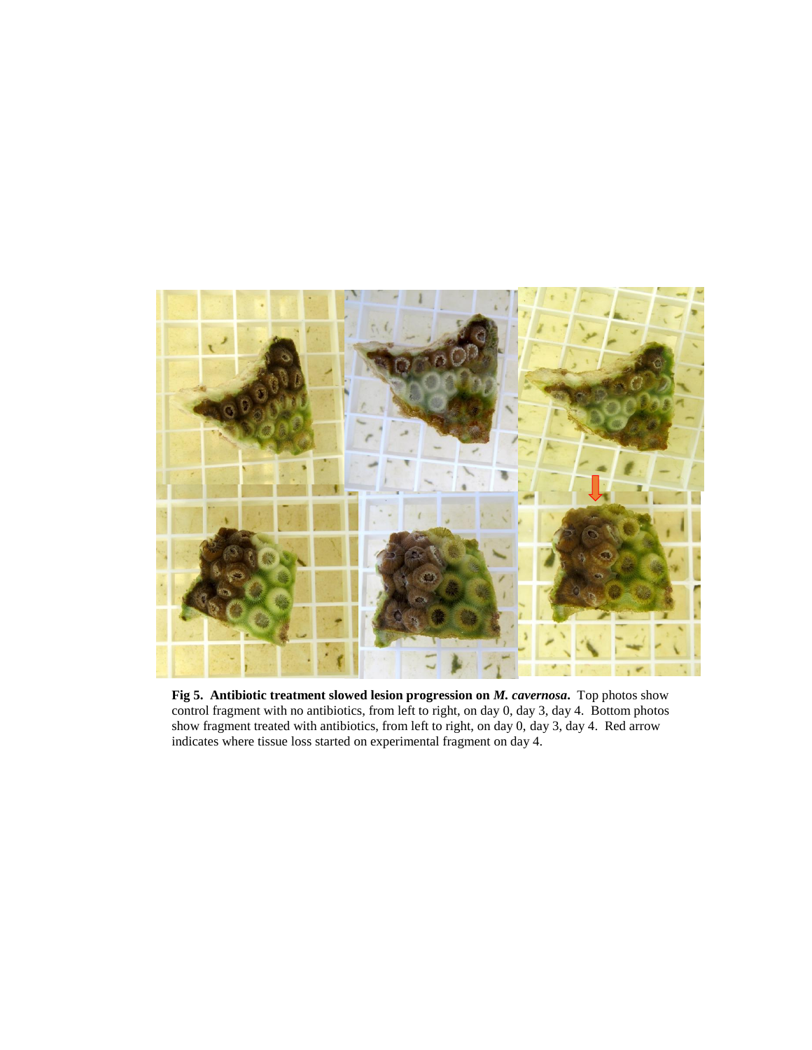**Fig 5. Antibiotic treatment slowed lesion progression on *M. cavernosa*.** Top photos show control fragment with no antibiotics, from left to right, on day 0, day 3, day 4. Bottom photos show fragment treated with antibiotics, from left to right, on day 0, day 3, day 4. Red arrow indicates where tissue loss started on experimental fragment on day 4.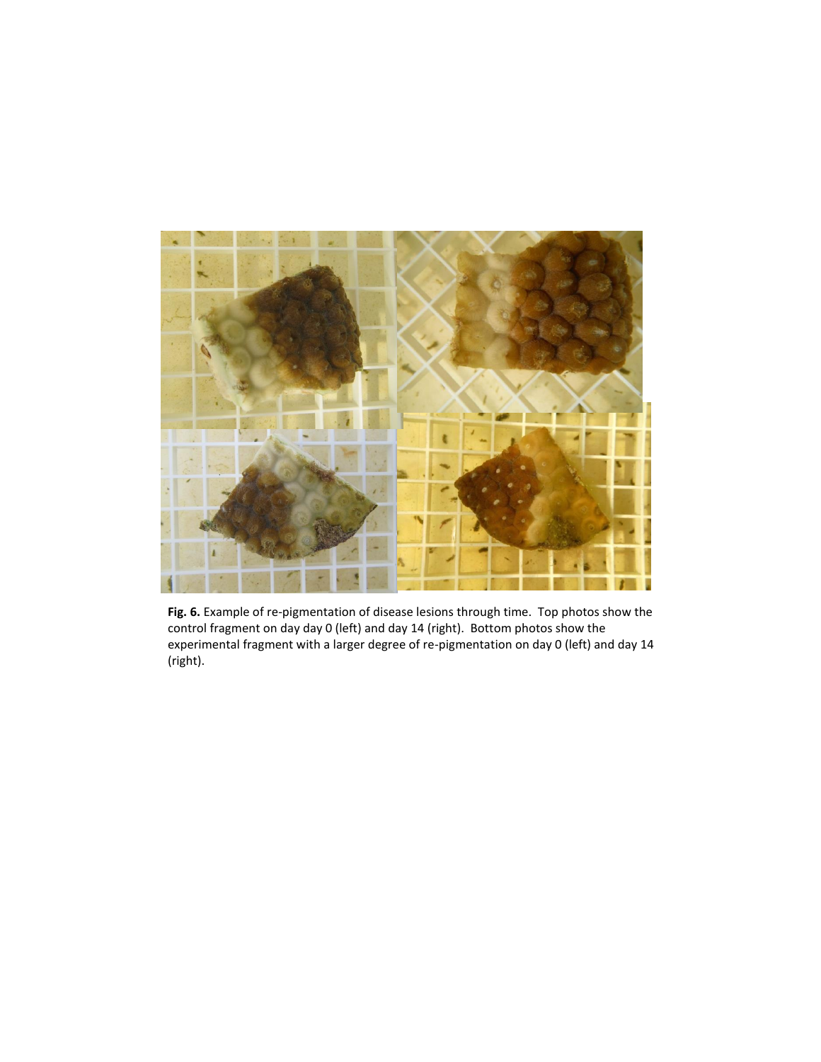**Fig. 6.** Example of re-pigmentation of disease lesions through time. Top photos show the control fragment on day day 0 (left) and day 14 (right). Bottom photos show the experimental fragment with a larger degree of re-pigmentation on day 0 (left) and day 14 (right).